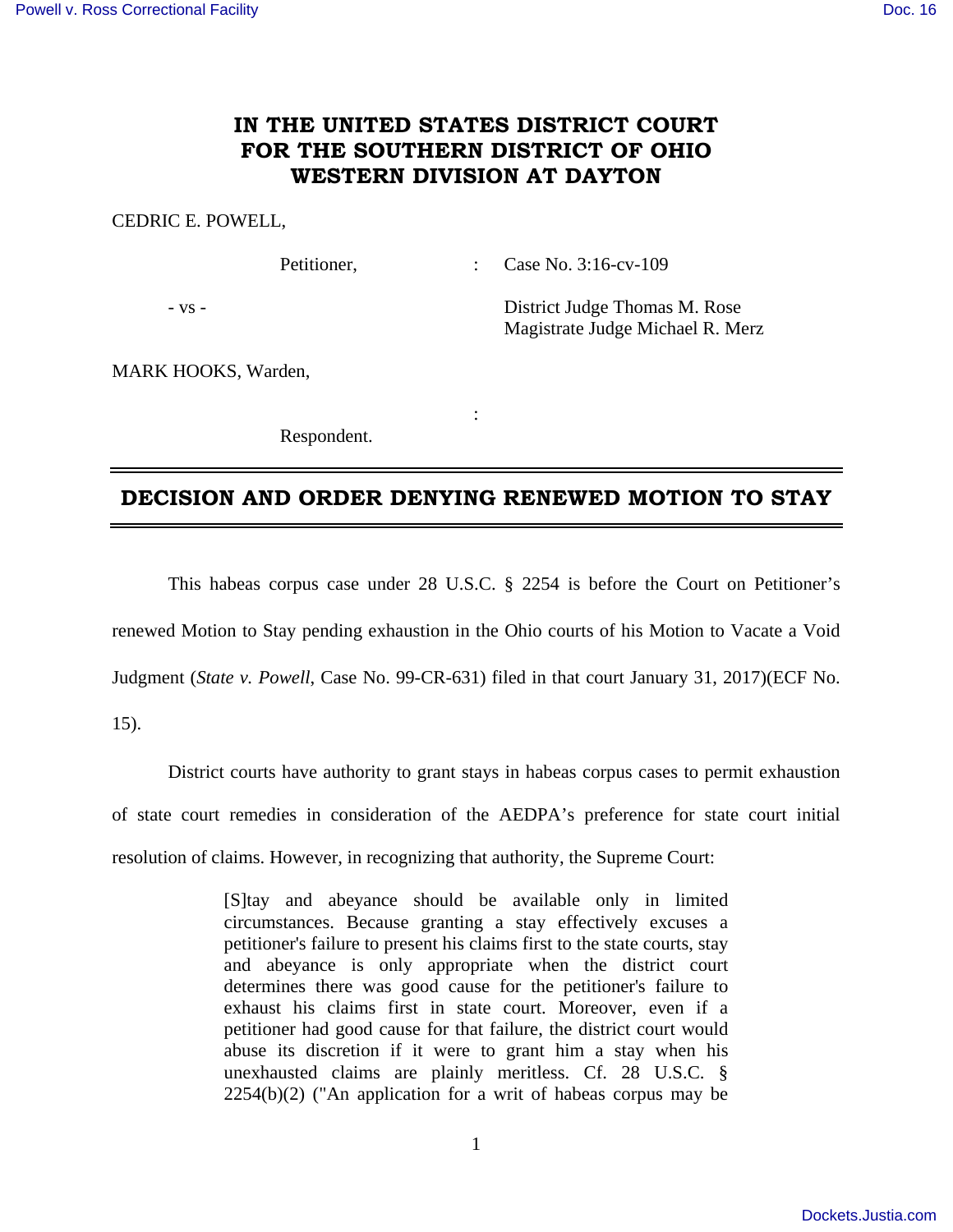# IN THE UNITED STATES DISTRICT COURT FOR THE SOUTHERN DISTRICT OF OHIO WESTERN DIVISION AT DAYTON

CEDRIC E. POWELL,

Petitioner, : Case No. 3:16-cv-109

- vs - District Judge Thomas M. Rose
Magistrate Judge Michael R. Merz

MARK HOOKS, Warden,

:

Respondent.

## DECISION AND ORDER DENYING RENEWED MOTION TO STAY

This habeas corpus case under 28 U.S.C. § 2254 is before the Court on Petitioner's renewed Motion to Stay pending exhaustion in the Ohio courts of his Motion to Vacate a Void Judgment (*State v. Powell*, Case No. 99-CR-631) filed in that court January 31, 2017)(ECF No. 15).

District courts have authority to grant stays in habeas corpus cases to permit exhaustion of state court remedies in consideration of the AEDPA's preference for state court initial resolution of claims. However, in recognizing that authority, the Supreme Court:

> [S]tay and abeyance should be available only in limited circumstances. Because granting a stay effectively excuses a petitioner's failure to present his claims first to the state courts, stay and abeyance is only appropriate when the district court determines there was good cause for the petitioner's failure to exhaust his claims first in state court. Moreover, even if a petitioner had good cause for that failure, the district court would abuse its discretion if it were to grant him a stay when his unexhausted claims are plainly meritless. Cf. 28 U.S.C. § 2254(b)(2) ("An application for a writ of habeas corpus may be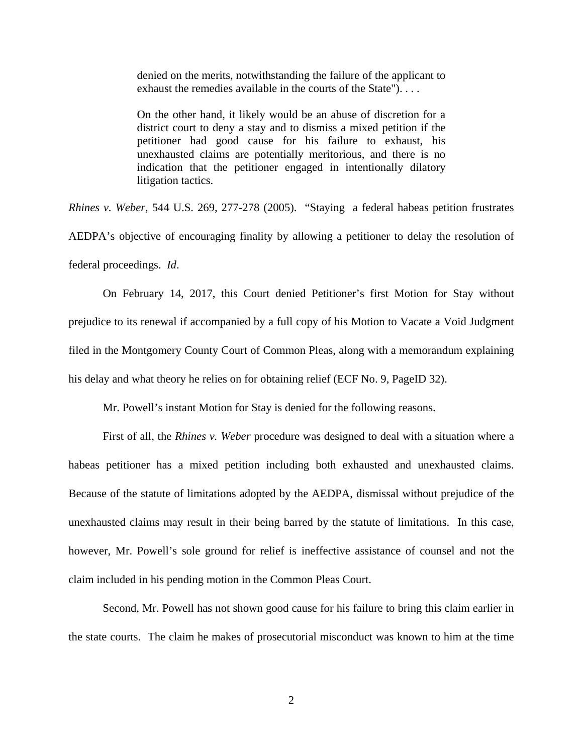> denied on the merits, notwithstanding the failure of the applicant to exhaust the remedies available in the courts of the State"). . . .
>
> On the other hand, it likely would be an abuse of discretion for a district court to deny a stay and to dismiss a mixed petition if the petitioner had good cause for his failure to exhaust, his unexhausted claims are potentially meritorious, and there is no indication that the petitioner engaged in intentionally dilatory litigation tactics.

*Rhines v. Weber*, 544 U.S. 269, 277-278 (2005). "Staying a federal habeas petition frustrates AEDPA's objective of encouraging finality by allowing a petitioner to delay the resolution of federal proceedings. *Id*.

On February 14, 2017, this Court denied Petitioner's first Motion for Stay without prejudice to its renewal if accompanied by a full copy of his Motion to Vacate a Void Judgment filed in the Montgomery County Court of Common Pleas, along with a memorandum explaining his delay and what theory he relies on for obtaining relief (ECF No. 9, PageID 32).

Mr. Powell's instant Motion for Stay is denied for the following reasons.

First of all, the *Rhines v. Weber* procedure was designed to deal with a situation where a habeas petitioner has a mixed petition including both exhausted and unexhausted claims. Because of the statute of limitations adopted by the AEDPA, dismissal without prejudice of the unexhausted claims may result in their being barred by the statute of limitations. In this case, however, Mr. Powell's sole ground for relief is ineffective assistance of counsel and not the claim included in his pending motion in the Common Pleas Court.

Second, Mr. Powell has not shown good cause for his failure to bring this claim earlier in the state courts. The claim he makes of prosecutorial misconduct was known to him at the time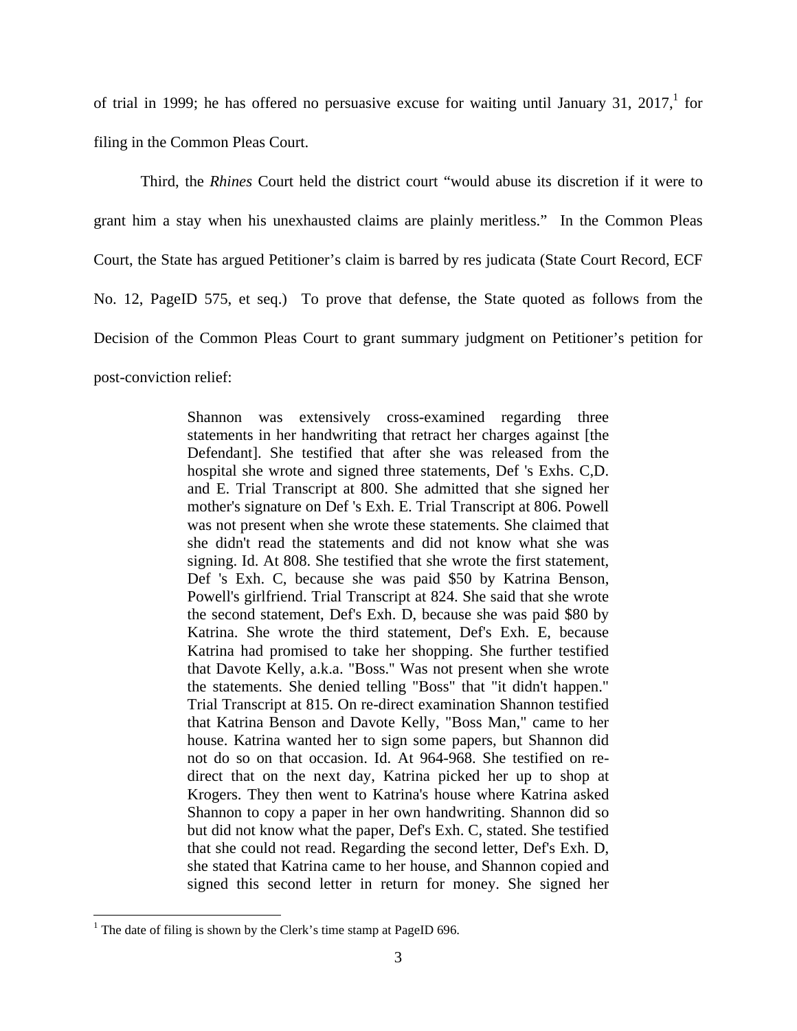of trial in 1999; he has offered no persuasive excuse for waiting until January 31, 2017,[1] for filing in the Common Pleas Court.

Third, the *Rhines* Court held the district court "would abuse its discretion if it were to grant him a stay when his unexhausted claims are plainly meritless." In the Common Pleas Court, the State has argued Petitioner's claim is barred by res judicata (State Court Record, ECF No. 12, PageID 575, et seq.) To prove that defense, the State quoted as follows from the Decision of the Common Pleas Court to grant summary judgment on Petitioner's petition for post-conviction relief:

> Shannon was extensively cross-examined regarding three statements in her handwriting that retract her charges against [the Defendant]. She testified that after she was released from the hospital she wrote and signed three statements, Def 's Exhs. C,D. and E. Trial Transcript at 800. She admitted that she signed her mother's signature on Def 's Exh. E. Trial Transcript at 806. Powell was not present when she wrote these statements. She claimed that she didn't read the statements and did not know what she was signing. Id. At 808. She testified that she wrote the first statement, Def 's Exh. C, because she was paid $50 by Katrina Benson, Powell's girlfriend. Trial Transcript at 824. She said that she wrote the second statement, Def's Exh. D, because she was paid $80 by Katrina. She wrote the third statement, Def's Exh. E, because Katrina had promised to take her shopping. She further testified that Davote Kelly, a.k.a. "Boss." Was not present when she wrote the statements. She denied telling "Boss" that "it didn't happen." Trial Transcript at 815. On re-direct examination Shannon testified that Katrina Benson and Davote Kelly, "Boss Man," came to her house. Katrina wanted her to sign some papers, but Shannon did not do so on that occasion. Id. At 964-968. She testified on re-direct that on the next day, Katrina picked her up to shop at Krogers. They then went to Katrina's house where Katrina asked Shannon to copy a paper in her own handwriting. Shannon did so but did not know what the paper, Def's Exh. C, stated. She testified that she could not read. Regarding the second letter, Def's Exh. D, she stated that Katrina came to her house, and Shannon copied and signed this second letter in return for money. She signed her

[1] The date of filing is shown by the Clerk's time stamp at PageID 696.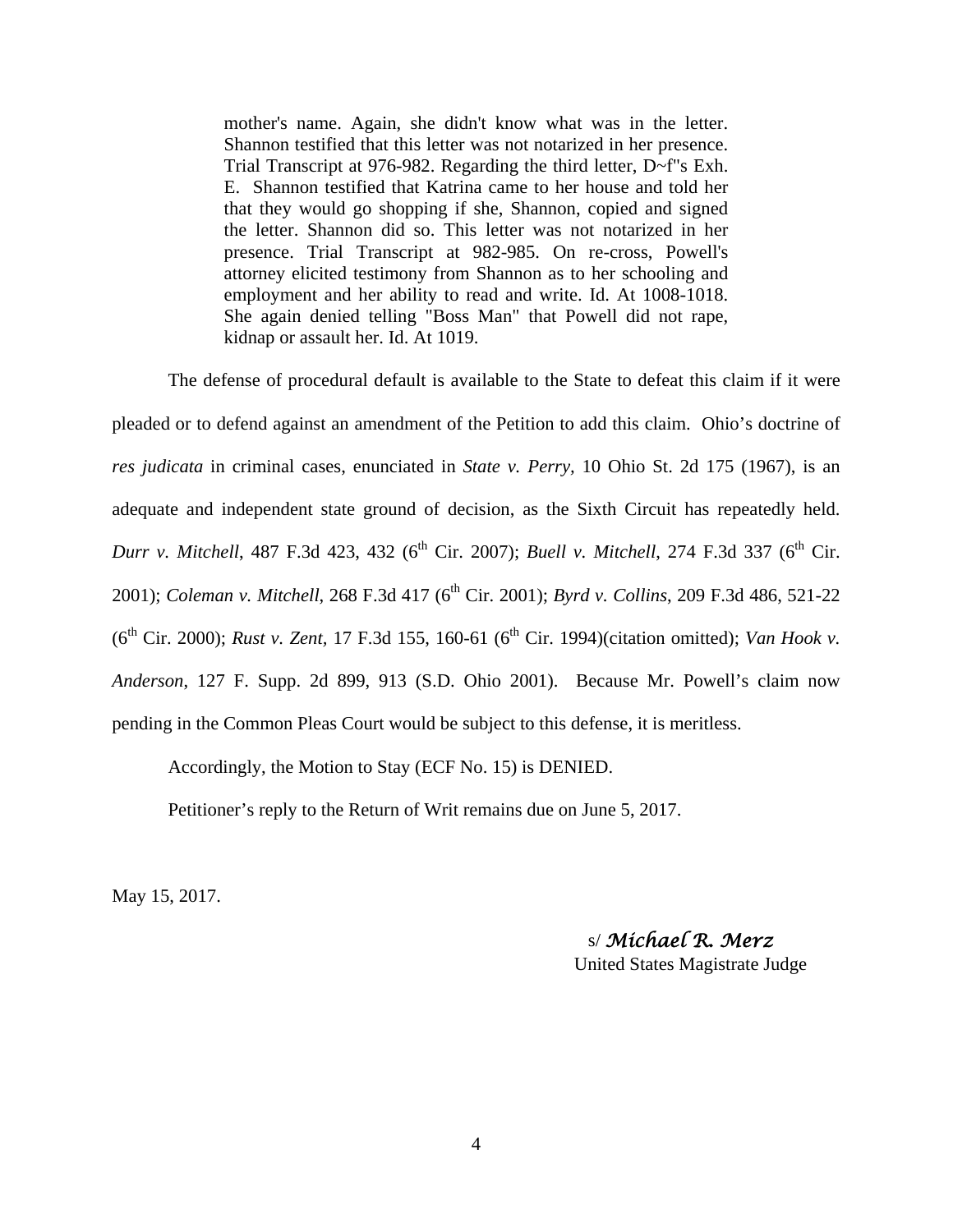> mother's name. Again, she didn't know what was in the letter. Shannon testified that this letter was not notarized in her presence. Trial Transcript at 976-982. Regarding the third letter, D~f"s Exh. E. Shannon testified that Katrina came to her house and told her that they would go shopping if she, Shannon, copied and signed the letter. Shannon did so. This letter was not notarized in her presence. Trial Transcript at 982-985. On re-cross, Powell's attorney elicited testimony from Shannon as to her schooling and employment and her ability to read and write. Id. At 1008-1018. She again denied telling "Boss Man" that Powell did not rape, kidnap or assault her. Id. At 1019.

The defense of procedural default is available to the State to defeat this claim if it were pleaded or to defend against an amendment of the Petition to add this claim. Ohio's doctrine of *res judicata* in criminal cases, enunciated in *State v. Perry*, 10 Ohio St. 2d 175 (1967), is an adequate and independent state ground of decision, as the Sixth Circuit has repeatedly held. *Durr v. Mitchell*, 487 F.3d 423, 432 (6th Cir. 2007); *Buell v. Mitchell*, 274 F.3d 337 (6th Cir. 2001); *Coleman v. Mitchell*, 268 F.3d 417 (6th Cir. 2001); *Byrd v. Collins*, 209 F.3d 486, 521-22 (6th Cir. 2000); *Rust v. Zent*, 17 F.3d 155, 160-61 (6th Cir. 1994)(citation omitted); *Van Hook v. Anderson*, 127 F. Supp. 2d 899, 913 (S.D. Ohio 2001). Because Mr. Powell's claim now pending in the Common Pleas Court would be subject to this defense, it is meritless.

Accordingly, the Motion to Stay (ECF No. 15) is DENIED.

Petitioner's reply to the Return of Writ remains due on June 5, 2017.

May 15, 2017.

s/ *Michael R. Merz*
United States Magistrate Judge